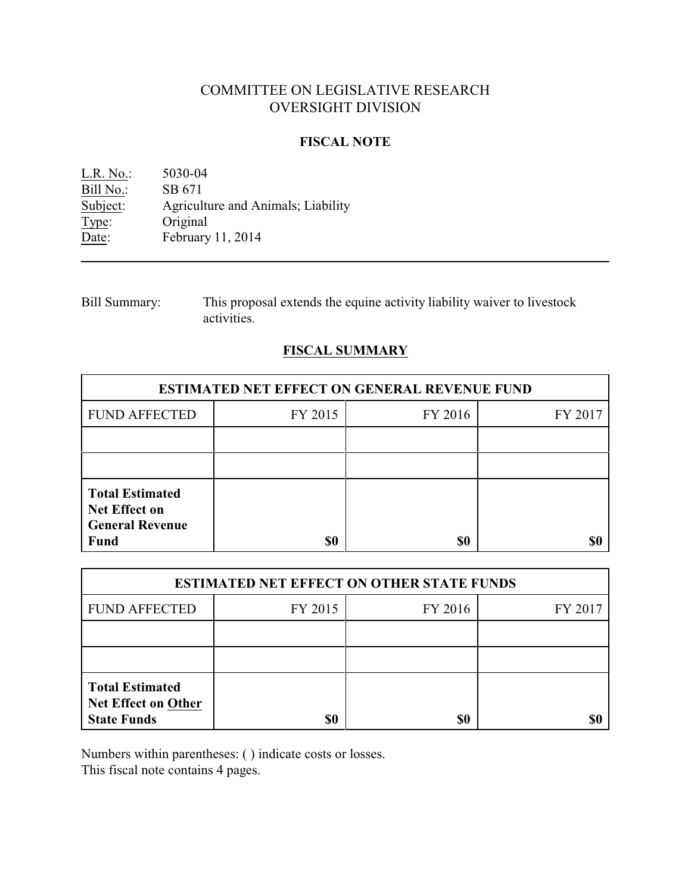# COMMITTEE ON LEGISLATIVE RESEARCH
# OVERSIGHT DIVISION

## FISCAL NOTE

L.R. No.: 5030-04
Bill No.: SB 671
Subject: Agriculture and Animals; Liability
Type: Original
Date: February 11, 2014

---

Bill Summary: This proposal extends the equine activity liability waiver to livestock activities.

## FISCAL SUMMARY

| ESTIMATED NET EFFECT ON GENERAL REVENUE FUND | | | |
|---|---|---|---|
| FUND AFFECTED | FY 2015 | FY 2016 | FY 2017 |
| | | | |
| | | | |
| **Total Estimated Net Effect on General Revenue Fund** | **$0** | **$0** | **$0** |

| ESTIMATED NET EFFECT ON OTHER STATE FUNDS | | | |
|---|---|---|---|
| FUND AFFECTED | FY 2015 | FY 2016 | FY 2017 |
| | | | |
| | | | |
| **Total Estimated Net Effect on Other State Funds** | **$0** | **$0** | **$0** |

Numbers within parentheses: ( ) indicate costs or losses.
This fiscal note contains 4 pages.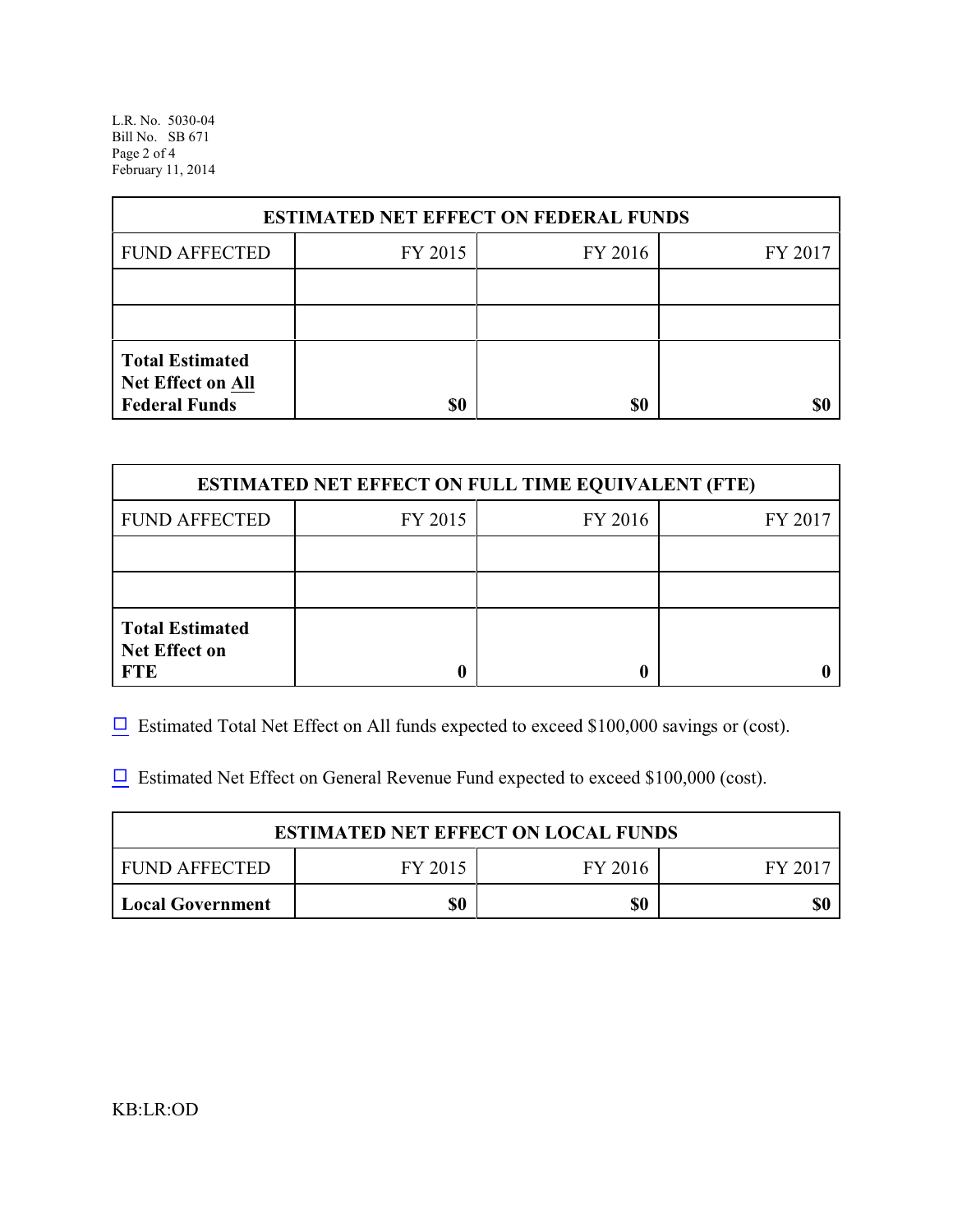| ESTIMATED NET EFFECT ON FEDERAL FUNDS | | | |
|---|---|---|---|
| FUND AFFECTED | FY 2015 | FY 2016 | FY 2017 |
| | | | |
| | | | |
| **Total Estimated Net Effect on All Federal Funds** | **$0** | **$0** | **$0** |

| ESTIMATED NET EFFECT ON FULL TIME EQUIVALENT (FTE) | | | |
|---|---|---|---|
| FUND AFFECTED | FY 2015 | FY 2016 | FY 2017 |
| | | | |
| | | | |
| **Total Estimated Net Effect on FTE** | **0** | **0** | **0** |

☐ Estimated Total Net Effect on All funds expected to exceed $100,000 savings or (cost).

☐ Estimated Net Effect on General Revenue Fund expected to exceed $100,000 (cost).

| ESTIMATED NET EFFECT ON LOCAL FUNDS | | | |
|---|---|---|---|
| FUND AFFECTED | FY 2015 | FY 2016 | FY 2017 |
| **Local Government** | **$0** | **$0** | **$0** |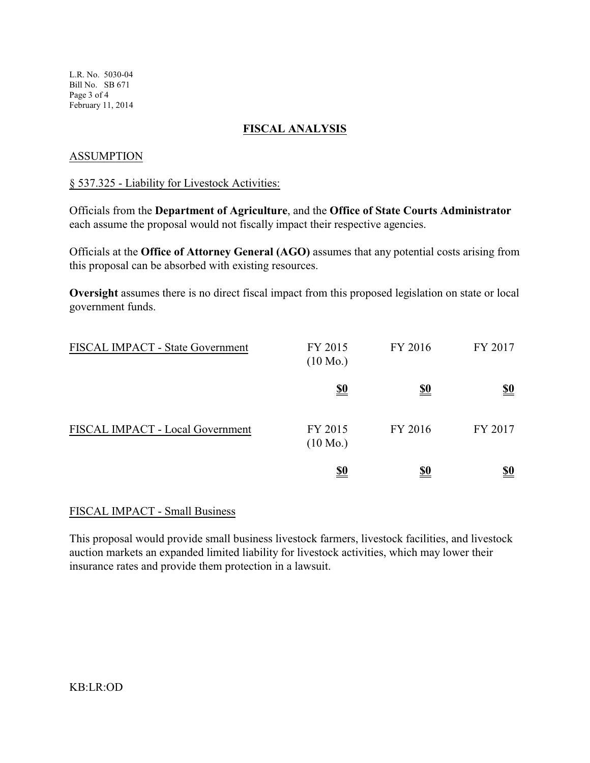## FISCAL ANALYSIS

### ASSUMPTION

§ 537.325 - Liability for Livestock Activities:

Officials from the **Department of Agriculture**, and the **Office of State Courts Administrator** each assume the proposal would not fiscally impact their respective agencies.

Officials at the **Office of Attorney General (AGO)** assumes that any potential costs arising from this proposal can be absorbed with existing resources.

**Oversight** assumes there is no direct fiscal impact from this proposed legislation on state or local government funds.

| FISCAL IMPACT - State Government | FY 2015 (10 Mo.) | FY 2016 | FY 2017 |
|---|---|---|---|
| | **$0** | **$0** | **$0** |

| FISCAL IMPACT - Local Government | FY 2015 (10 Mo.) | FY 2016 | FY 2017 |
|---|---|---|---|
| | **$0** | **$0** | **$0** |

### FISCAL IMPACT - Small Business

This proposal would provide small business livestock farmers, livestock facilities, and livestock auction markets an expanded limited liability for livestock activities, which may lower their insurance rates and provide them protection in a lawsuit.

KB:LR:OD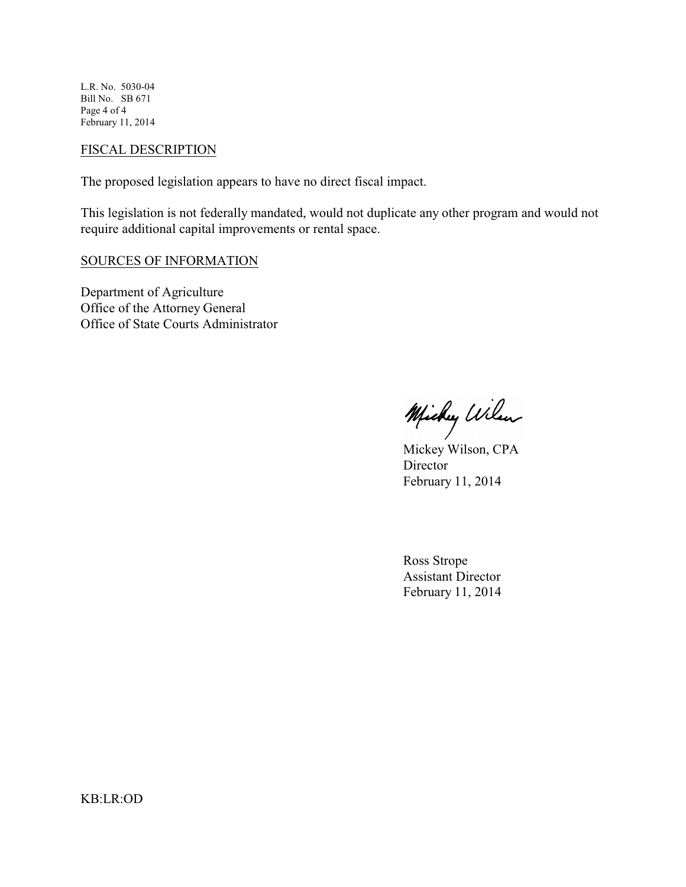## FISCAL DESCRIPTION

The proposed legislation appears to have no direct fiscal impact.

This legislation is not federally mandated, would not duplicate any other program and would not require additional capital improvements or rental space.

## SOURCES OF INFORMATION

Department of Agriculture
Office of the Attorney General
Office of State Courts Administrator

Mickey Wilson, CPA
Director
February 11, 2014

Ross Strope
Assistant Director
February 11, 2014

KB:LR:OD